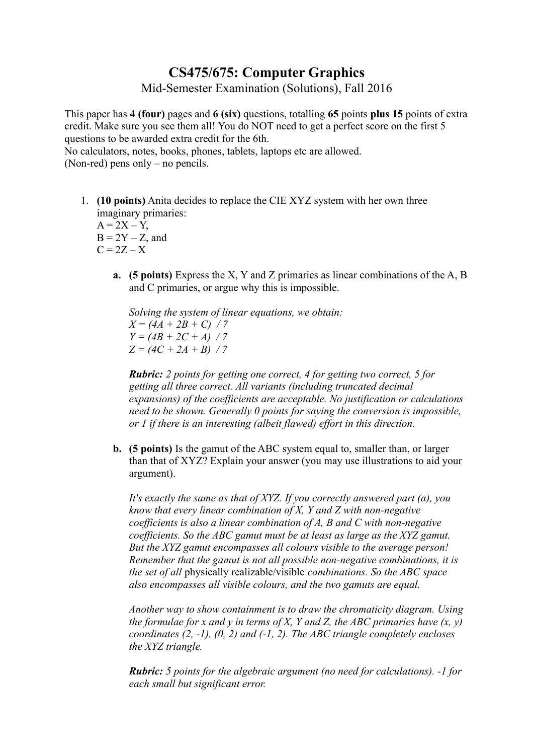# CS475/675: Computer Graphics

Mid-Semester Examination (Solutions), Fall 2016

This paper has **4 (four)** pages and **6 (six)** questions, totalling **65** points **plus 15** points of extra credit. Make sure you see them all! You do NOT need to get a perfect score on the first 5 questions to be awarded extra credit for the 6th.
No calculators, notes, books, phones, tablets, laptops etc are allowed.
(Non-red) pens only – no pencils.

1. **(10 points)** Anita decides to replace the CIE XYZ system with her own three imaginary primaries:
   $A = 2X - Y$,
   $B = 2Y - Z$, and
   $C = 2Z - X$

   **a. (5 points)** Express the X, Y and Z primaries as linear combinations of the A, B and C primaries, or argue why this is impossible.

   *Solving the system of linear equations, we obtain:*
   $X = (4A + 2B + C) / 7$
   $Y = (4B + 2C + A) / 7$
   $Z = (4C + 2A + B) / 7$

   ***Rubric:*** *2 points for getting one correct, 4 for getting two correct, 5 for getting all three correct. All variants (including truncated decimal expansions) of the coefficients are acceptable. No justification or calculations need to be shown. Generally 0 points for saying the conversion is impossible, or 1 if there is an interesting (albeit flawed) effort in this direction.*

   **b. (5 points)** Is the gamut of the ABC system equal to, smaller than, or larger than that of XYZ? Explain your answer (you may use illustrations to aid your argument).

   *It's exactly the same as that of XYZ. If you correctly answered part (a), you know that every linear combination of X, Y and Z with non-negative coefficients is also a linear combination of A, B and C with non-negative coefficients. So the ABC gamut must be at least as large as the XYZ gamut. But the XYZ gamut encompasses all colours visible to the average person! Remember that the gamut is not all possible non-negative combinations, it is the set of all* physically realizable/visible *combinations. So the ABC space also encompasses all visible colours, and the two gamuts are equal.*

   *Another way to show containment is to draw the chromaticity diagram. Using the formulae for x and y in terms of X, Y and Z, the ABC primaries have (x, y) coordinates (2, -1), (0, 2) and (-1, 2). The ABC triangle completely encloses the XYZ triangle.*

   ***Rubric:*** *5 points for the algebraic argument (no need for calculations). -1 for each small but significant error.*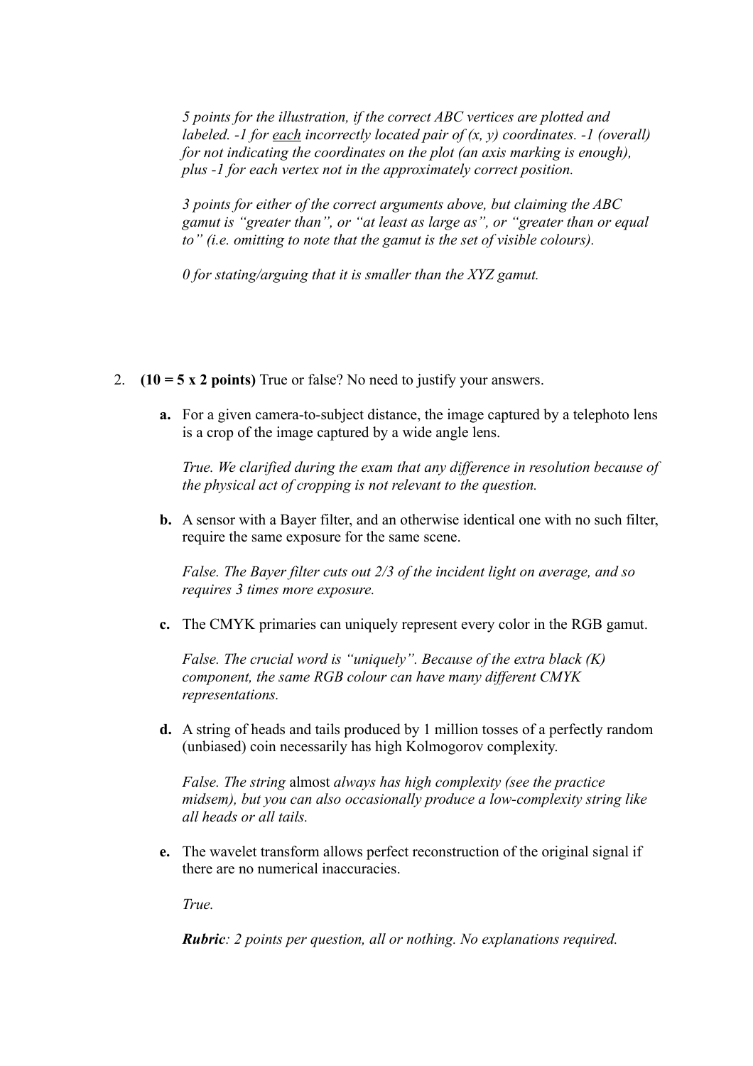*5 points for the illustration, if the correct ABC vertices are plotted and labeled. -1 for* *<u>each</u>* *incorrectly located pair of (x, y) coordinates. -1 (overall) for not indicating the coordinates on the plot (an axis marking is enough), plus -1 for each vertex not in the approximately correct position.*

*3 points for either of the correct arguments above, but claiming the ABC gamut is "greater than", or "at least as large as", or "greater than or equal to" (i.e. omitting to note that the gamut is the set of visible colours).*

*0 for stating/arguing that it is smaller than the XYZ gamut.*

2. **(10 = 5 x 2 points)** True or false? No need to justify your answers.

   **a.** For a given camera-to-subject distance, the image captured by a telephoto lens is a crop of the image captured by a wide angle lens.

   *True. We clarified during the exam that any difference in resolution because of the physical act of cropping is not relevant to the question.*

   **b.** A sensor with a Bayer filter, and an otherwise identical one with no such filter, require the same exposure for the same scene.

   *False. The Bayer filter cuts out 2/3 of the incident light on average, and so requires 3 times more exposure.*

   **c.** The CMYK primaries can uniquely represent every color in the RGB gamut.

   *False. The crucial word is "uniquely". Because of the extra black (K) component, the same RGB colour can have many different CMYK representations.*

   **d.** A string of heads and tails produced by 1 million tosses of a perfectly random (unbiased) coin necessarily has high Kolmogorov complexity.

   *False. The string* almost *always has high complexity (see the practice midsem), but you can also occasionally produce a low-complexity string like all heads or all tails.*

   **e.** The wavelet transform allows perfect reconstruction of the original signal if there are no numerical inaccuracies.

   *True.*

   ***Rubric****: 2 points per question, all or nothing. No explanations required.*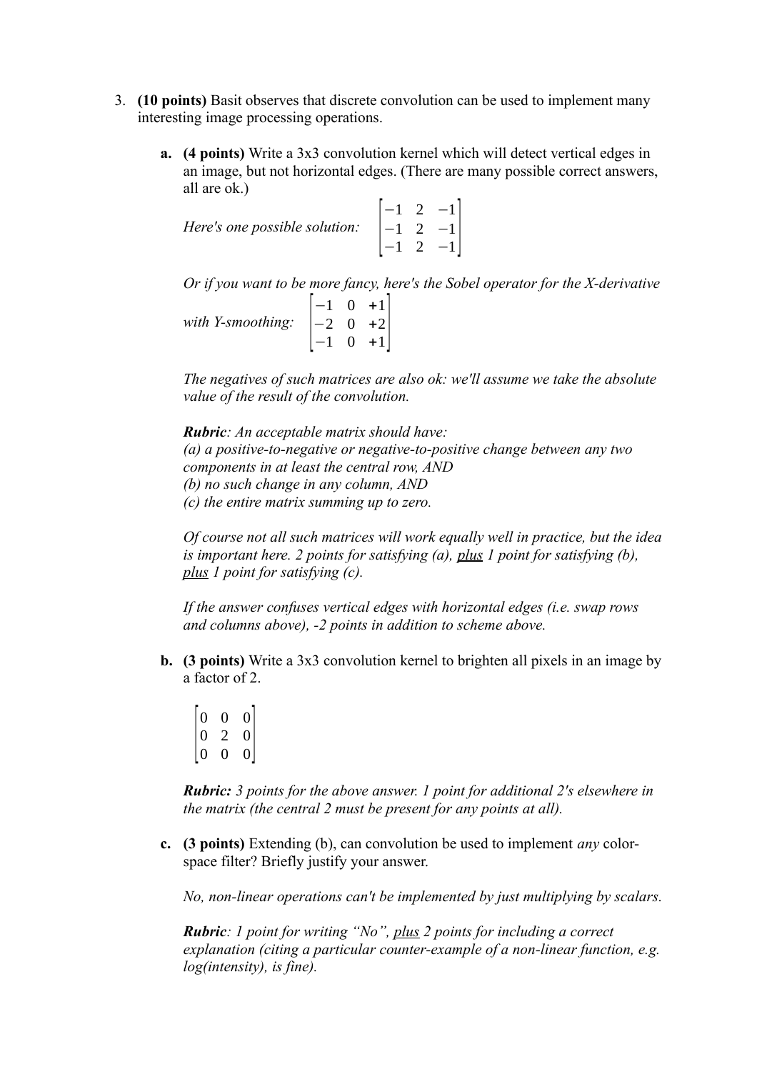3. **(10 points)** Basit observes that discrete convolution can be used to implement many interesting image processing operations.

   **a. (4 points)** Write a 3x3 convolution kernel which will detect vertical edges in an image, but not horizontal edges. (There are many possible correct answers, all are ok.)

   *Here's one possible solution:* $\begin{bmatrix} -1 & 2 & -1 \\ -1 & 2 & -1 \\ -1 & 2 & -1 \end{bmatrix}$

   *Or if you want to be more fancy, here's the Sobel operator for the X-derivative with Y-smoothing:* $\begin{bmatrix} -1 & 0 & +1 \\ -2 & 0 & +2 \\ -1 & 0 & +1 \end{bmatrix}$

   *The negatives of such matrices are also ok: we'll assume we take the absolute value of the result of the convolution.*

   ***Rubric**: An acceptable matrix should have:*
   *(a) a positive-to-negative or negative-to-positive change between any two components in at least the central row, AND*
   *(b) no such change in any column, AND*
   *(c) the entire matrix summing up to zero.*

   *Of course not all such matrices will work equally well in practice, but the idea is important here. 2 points for satisfying (a), plus 1 point for satisfying (b), plus 1 point for satisfying (c).*

   *If the answer confuses vertical edges with horizontal edges (i.e. swap rows and columns above), -2 points in addition to scheme above.*

   **b. (3 points)** Write a 3x3 convolution kernel to brighten all pixels in an image by a factor of 2.

   $$\begin{bmatrix} 0 & 0 & 0 \\ 0 & 2 & 0 \\ 0 & 0 & 0 \end{bmatrix}$$

   ***Rubric:** 3 points for the above answer. 1 point for additional 2's elsewhere in the matrix (the central 2 must be present for any points at all).*

   **c. (3 points)** Extending (b), can convolution be used to implement *any* color-space filter? Briefly justify your answer.

   *No, non-linear operations can't be implemented by just multiplying by scalars.*

   ***Rubric**: 1 point for writing "No", plus 2 points for including a correct explanation (citing a particular counter-example of a non-linear function, e.g. log(intensity), is fine).*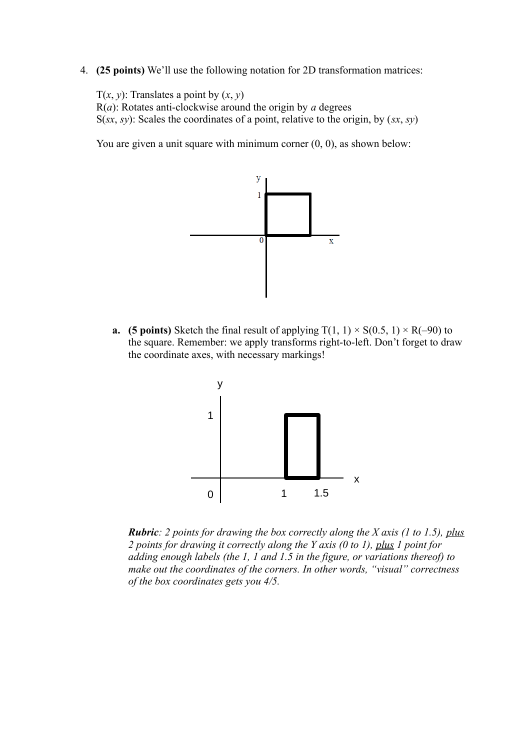4. **(25 points)** We'll use the following notation for 2D transformation matrices:

   T($x$, $y$): Translates a point by ($x$, $y$)
   R($a$): Rotates anti-clockwise around the origin by $a$ degrees
   S($sx$, $sy$): Scales the coordinates of a point, relative to the origin, by ($sx$, $sy$)

   You are given a unit square with minimum corner (0, 0), as shown below:

   a. **(5 points)** Sketch the final result of applying T(1, 1) × S(0.5, 1) × R(–90) to the square. Remember: we apply transforms right-to-left. Don't forget to draw the coordinate axes, with necessary markings!

   ***Rubric****: 2 points for drawing the box correctly along the X axis (1 to 1.5), <u>plus</u> 2 points for drawing it correctly along the Y axis (0 to 1), <u>plus</u> 1 point for adding enough labels (the 1, 1 and 1.5 in the figure, or variations thereof) to make out the coordinates of the corners. In other words, "visual" correctness of the box coordinates gets you 4/5.*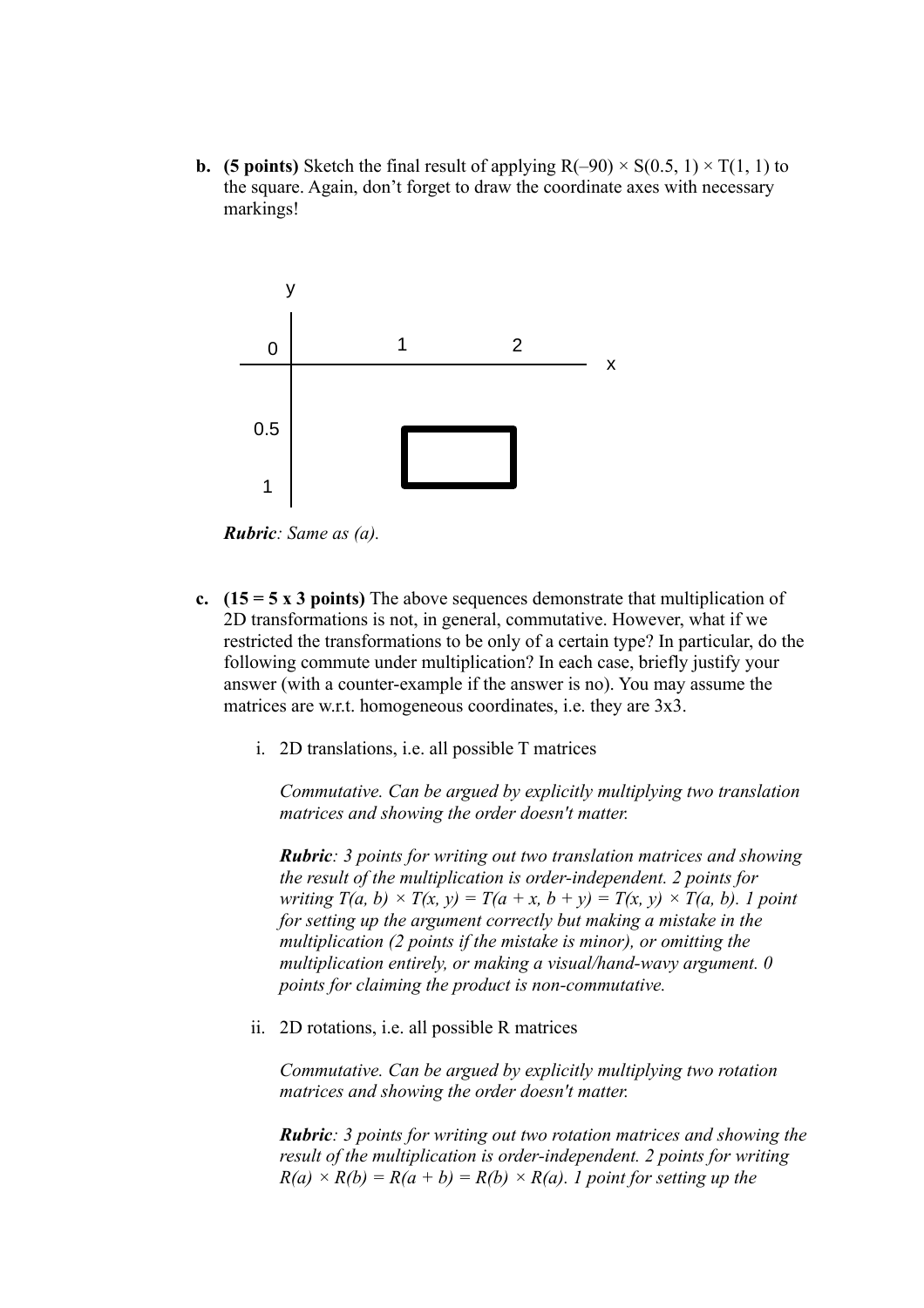**b.** **(5 points)** Sketch the final result of applying R(–90) × S(0.5, 1) × T(1, 1) to the square. Again, don't forget to draw the coordinate axes with necessary markings!

y

0 1 2

x

0.5

1

***Rubric**: Same as (a).*

**c.** **(15 = 5 x 3 points)** The above sequences demonstrate that multiplication of 2D transformations is not, in general, commutative. However, what if we restricted the transformations to be only of a certain type? In particular, do the following commute under multiplication? In each case, briefly justify your answer (with a counter-example if the answer is no). You may assume the matrices are w.r.t. homogeneous coordinates, i.e. they are 3x3.

i. 2D translations, i.e. all possible T matrices

*Commutative. Can be argued by explicitly multiplying two translation matrices and showing the order doesn't matter.*

***Rubric**: 3 points for writing out two translation matrices and showing the result of the multiplication is order-independent. 2 points for writing T(a, b) × T(x, y) = T(a + x, b + y) = T(x, y) × T(a, b). 1 point for setting up the argument correctly but making a mistake in the multiplication (2 points if the mistake is minor), or omitting the multiplication entirely, or making a visual/hand-wavy argument. 0 points for claiming the product is non-commutative.*

ii. 2D rotations, i.e. all possible R matrices

*Commutative. Can be argued by explicitly multiplying two rotation matrices and showing the order doesn't matter.*

***Rubric**: 3 points for writing out two rotation matrices and showing the result of the multiplication is order-independent. 2 points for writing R(a) × R(b) = R(a + b) = R(b) × R(a). 1 point for setting up the*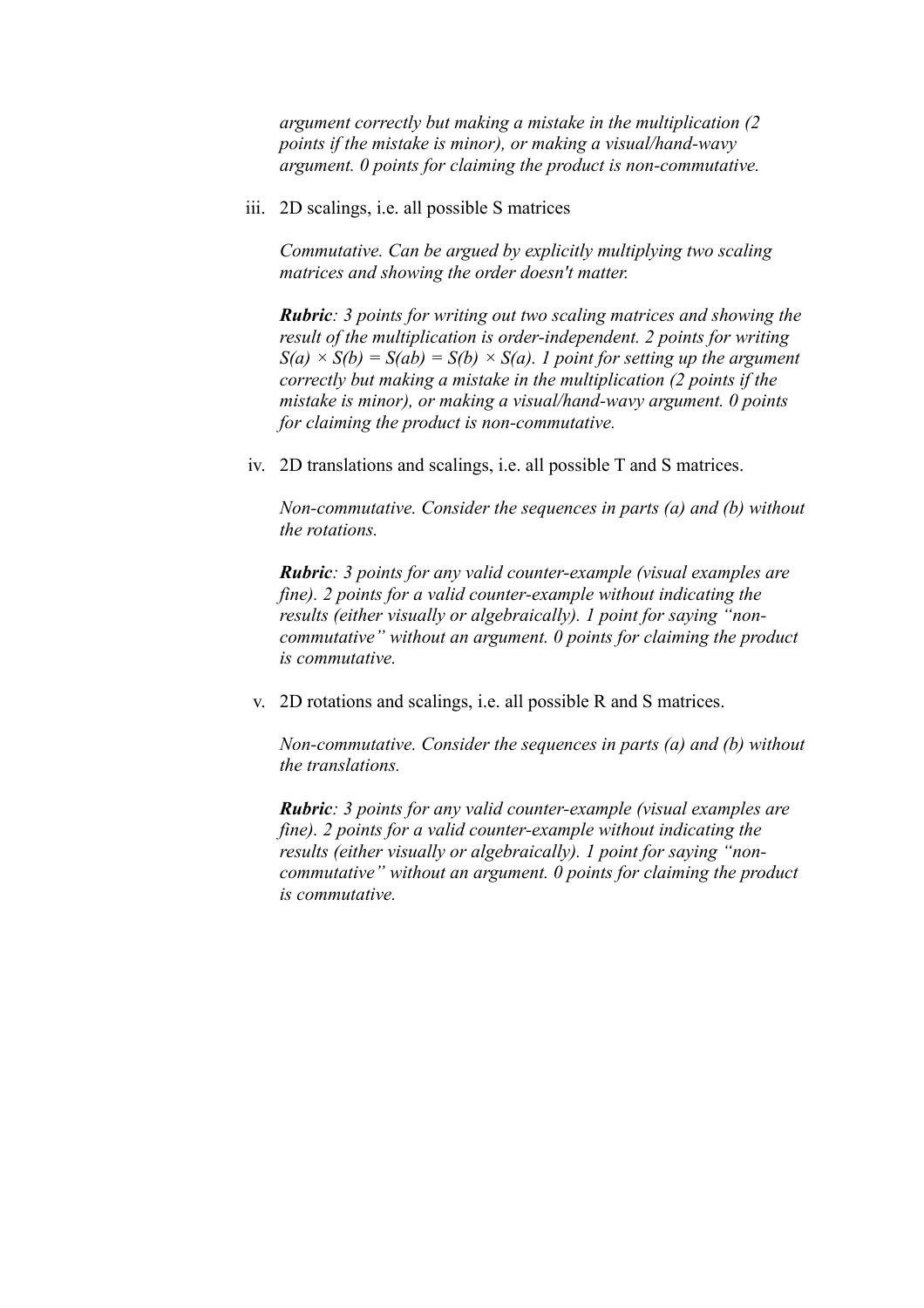*argument correctly but making a mistake in the multiplication (2 points if the mistake is minor), or making a visual/hand-wavy argument. 0 points for claiming the product is non-commutative.*

iii. 2D scalings, i.e. all possible S matrices

   *Commutative. Can be argued by explicitly multiplying two scaling matrices and showing the order doesn't matter.*

   ***Rubric**: 3 points for writing out two scaling matrices and showing the result of the multiplication is order-independent. 2 points for writing $S(a) \times S(b) = S(ab) = S(b) \times S(a)$. 1 point for setting up the argument correctly but making a mistake in the multiplication (2 points if the mistake is minor), or making a visual/hand-wavy argument. 0 points for claiming the product is non-commutative.*

iv. 2D translations and scalings, i.e. all possible T and S matrices.

   *Non-commutative. Consider the sequences in parts (a) and (b) without the rotations.*

   ***Rubric**: 3 points for any valid counter-example (visual examples are fine). 2 points for a valid counter-example without indicating the results (either visually or algebraically). 1 point for saying "non-commutative" without an argument. 0 points for claiming the product is commutative.*

v. 2D rotations and scalings, i.e. all possible R and S matrices.

   *Non-commutative. Consider the sequences in parts (a) and (b) without the translations.*

   ***Rubric**: 3 points for any valid counter-example (visual examples are fine). 2 points for a valid counter-example without indicating the results (either visually or algebraically). 1 point for saying "non-commutative" without an argument. 0 points for claiming the product is commutative.*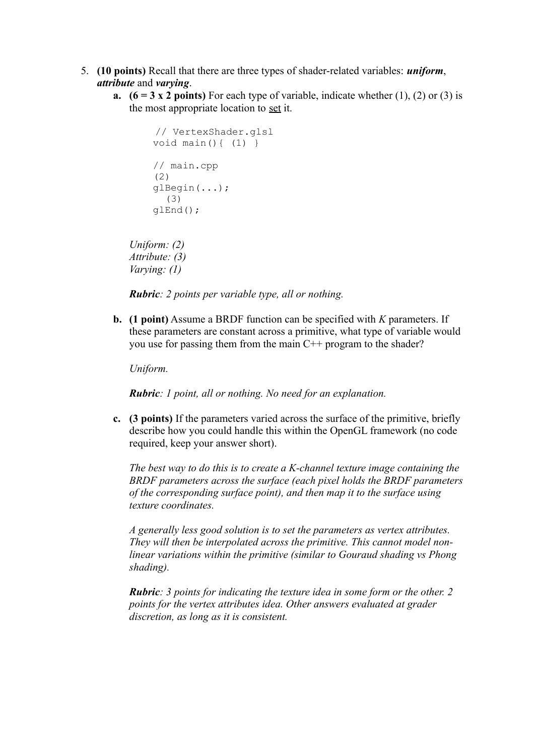5. **(10 points)** Recall that there are three types of shader-related variables: ***uniform***, ***attribute*** and ***varying***.

   **a. (6 = 3 x 2 points)** For each type of variable, indicate whether (1), (2) or (3) is the most appropriate location to <u>set</u> it.

```
// VertexShader.glsl
void main(){ (1) }

// main.cpp
(2)
glBegin(...);
  (3)
glEnd();
```

   *Uniform: (2)*
   *Attribute: (3)*
   *Varying: (1)*

   ***Rubric**: 2 points per variable type, all or nothing.*

   **b. (1 point)** Assume a BRDF function can be specified with *K* parameters. If these parameters are constant across a primitive, what type of variable would you use for passing them from the main C++ program to the shader?

   *Uniform.*

   ***Rubric**: 1 point, all or nothing. No need for an explanation.*

   **c. (3 points)** If the parameters varied across the surface of the primitive, briefly describe how you could handle this within the OpenGL framework (no code required, keep your answer short).

   *The best way to do this is to create a K-channel texture image containing the BRDF parameters across the surface (each pixel holds the BRDF parameters of the corresponding surface point), and then map it to the surface using texture coordinates.*

   *A generally less good solution is to set the parameters as vertex attributes. They will then be interpolated across the primitive. This cannot model non-linear variations within the primitive (similar to Gouraud shading vs Phong shading).*

   ***Rubric**: 3 points for indicating the texture idea in some form or the other. 2 points for the vertex attributes idea. Other answers evaluated at grader discretion, as long as it is consistent.*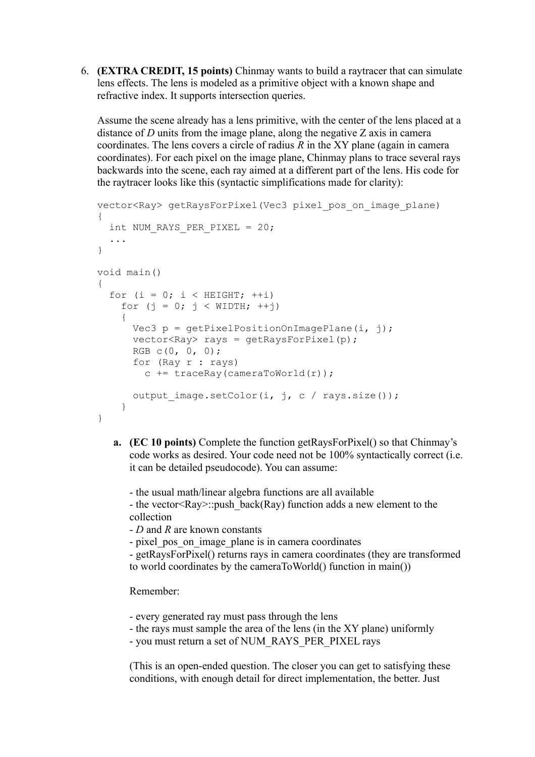6. **(EXTRA CREDIT, 15 points)** Chinmay wants to build a raytracer that can simulate lens effects. The lens is modeled as a primitive object with a known shape and refractive index. It supports intersection queries.

   Assume the scene already has a lens primitive, with the center of the lens placed at a distance of $D$ units from the image plane, along the negative Z axis in camera coordinates. The lens covers a circle of radius $R$ in the XY plane (again in camera coordinates). For each pixel on the image plane, Chinmay plans to trace several rays backwards into the scene, each ray aimed at a different part of the lens. His code for the raytracer looks like this (syntactic simplifications made for clarity):

```
vector<Ray> getRaysForPixel(Vec3 pixel_pos_on_image_plane)
{
  int NUM_RAYS_PER_PIXEL = 20;
  ...
}

void main()
{
  for (i = 0; i < HEIGHT; ++i)
    for (j = 0; j < WIDTH; ++j)
    {
      Vec3 p = getPixelPositionOnImagePlane(i, j);
      vector<Ray> rays = getRaysForPixel(p);
      RGB c(0, 0, 0);
      for (Ray r : rays)
        c += traceRay(cameraToWorld(r));

      output_image.setColor(i, j, c / rays.size());
    }
}
```

   a. **(EC 10 points)** Complete the function getRaysForPixel() so that Chinmay's code works as desired. Your code need not be 100% syntactically correct (i.e. it can be detailed pseudocode). You can assume:

      - the usual math/linear algebra functions are all available
      - the vector<Ray>::push_back(Ray) function adds a new element to the collection
      - $D$ and $R$ are known constants
      - pixel_pos_on_image_plane is in camera coordinates
      - getRaysForPixel() returns rays in camera coordinates (they are transformed to world coordinates by the cameraToWorld() function in main())

      Remember:

      - every generated ray must pass through the lens
      - the rays must sample the area of the lens (in the XY plane) uniformly
      - you must return a set of NUM_RAYS_PER_PIXEL rays

      (This is an open-ended question. The closer you can get to satisfying these conditions, with enough detail for direct implementation, the better. Just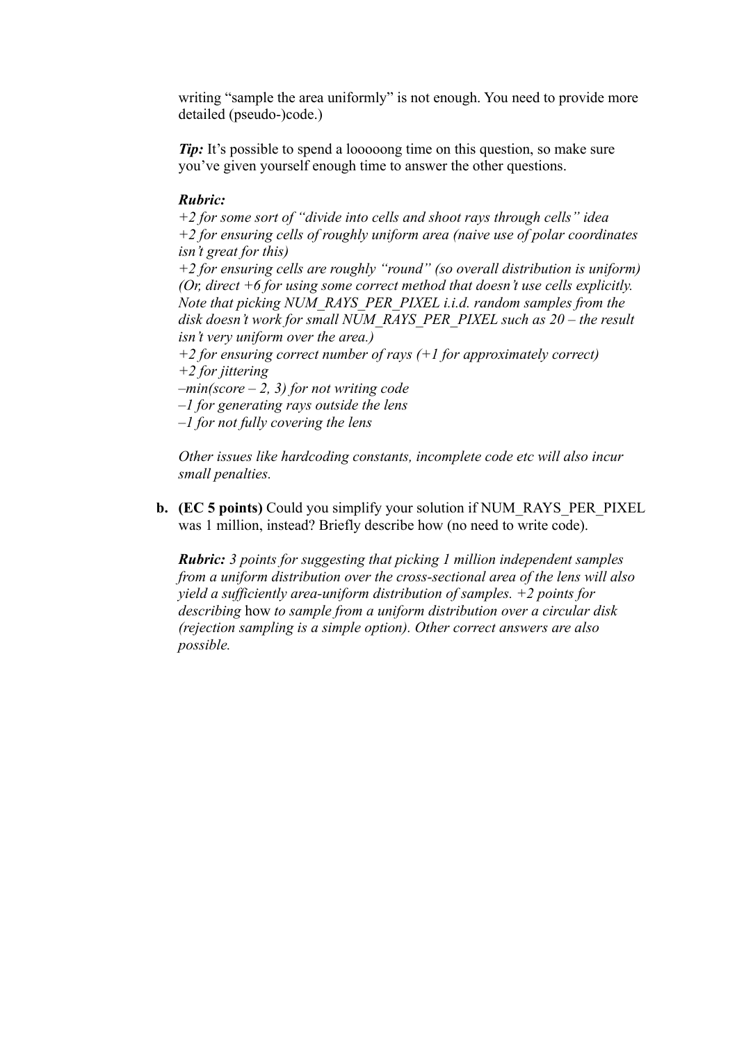writing "sample the area uniformly" is not enough. You need to provide more detailed (pseudo-)code.)

***Tip:*** It's possible to spend a looooong time on this question, so make sure you've given yourself enough time to answer the other questions.

***Rubric:***

*+2 for some sort of "divide into cells and shoot rays through cells" idea*
*+2 for ensuring cells of roughly uniform area (naive use of polar coordinates isn't great for this)*
*+2 for ensuring cells are roughly "round" (so overall distribution is uniform) (Or, direct +6 for using some correct method that doesn't use cells explicitly. Note that picking NUM_RAYS_PER_PIXEL i.i.d. random samples from the disk doesn't work for small NUM_RAYS_PER_PIXEL such as 20 – the result isn't very uniform over the area.)*
*+2 for ensuring correct number of rays (+1 for approximately correct)*
*+2 for jittering*
*–min(score – 2, 3) for not writing code*
*–1 for generating rays outside the lens*
*–1 for not fully covering the lens*

*Other issues like hardcoding constants, incomplete code etc will also incur small penalties.*

**b. (EC 5 points)** Could you simplify your solution if NUM_RAYS_PER_PIXEL was 1 million, instead? Briefly describe how (no need to write code).

***Rubric:*** *3 points for suggesting that picking 1 million independent samples from a uniform distribution over the cross-sectional area of the lens will also yield a sufficiently area-uniform distribution of samples. +2 points for describing* how *to sample from a uniform distribution over a circular disk (rejection sampling is a simple option). Other correct answers are also possible.*